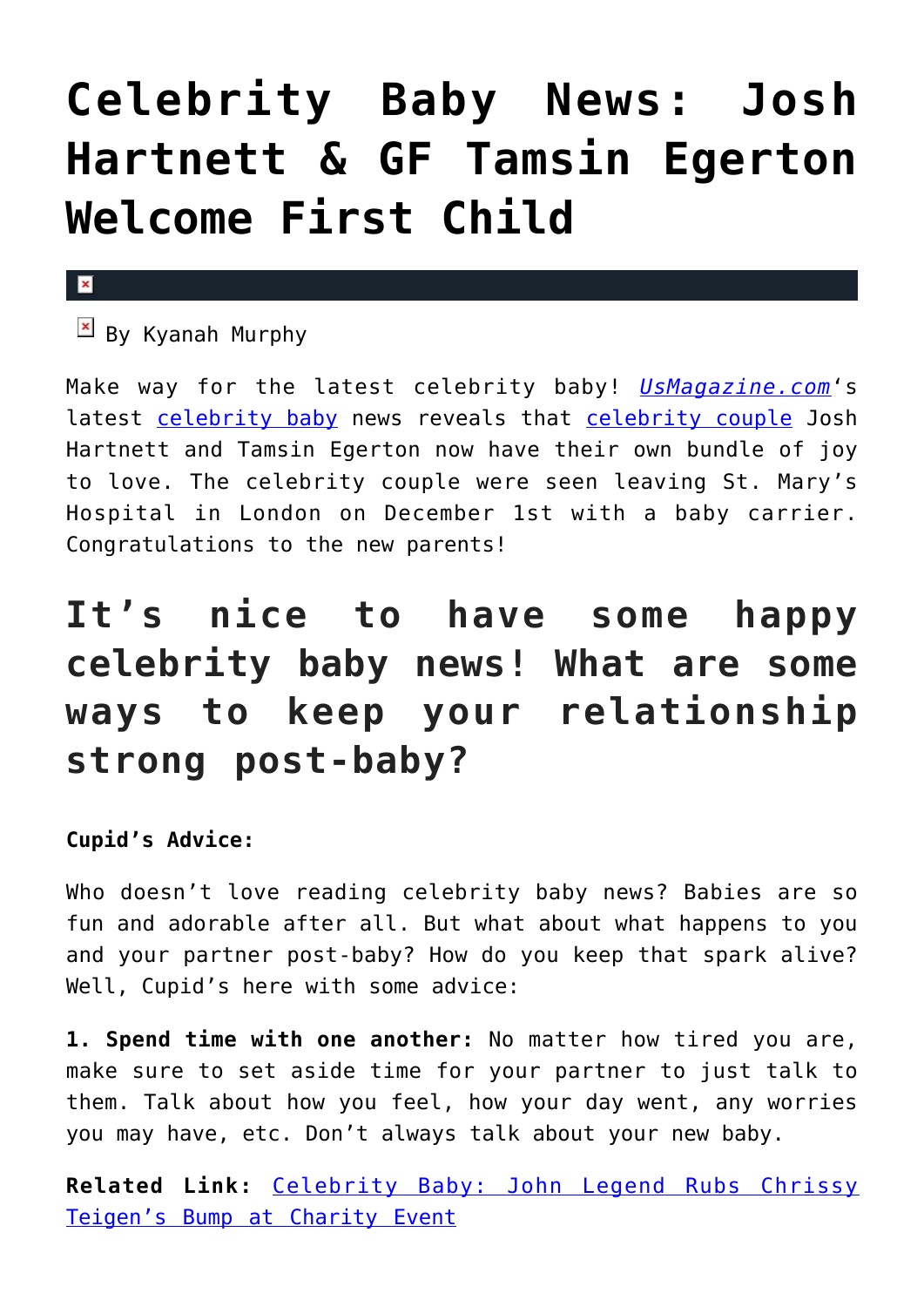# Celebrity Baby News: Josh Hartnett & GF Tamsin Egerton Welcome First Child

By Kyanah Murphy

Make way for the latest celebrity baby! *UsMagazine.com*'s latest celebrity baby news reveals that celebrity couple Josh Hartnett and Tamsin Egerton now have their own bundle of joy to love. The celebrity couple were seen leaving St. Mary's Hospital in London on December 1st with a baby carrier. Congratulations to the new parents!

## It's nice to have some happy celebrity baby news! What are some ways to keep your relationship strong post-baby?

**Cupid's Advice:**

Who doesn't love reading celebrity baby news? Babies are so fun and adorable after all. But what about what happens to you and your partner post-baby? How do you keep that spark alive? Well, Cupid's here with some advice:

**1. Spend time with one another:** No matter how tired you are, make sure to set aside time for your partner to just talk to them. Talk about how you feel, how your day went, any worries you may have, etc. Don't always talk about your new baby.

**Related Link:** Celebrity Baby: John Legend Rubs Chrissy Teigen's Bump at Charity Event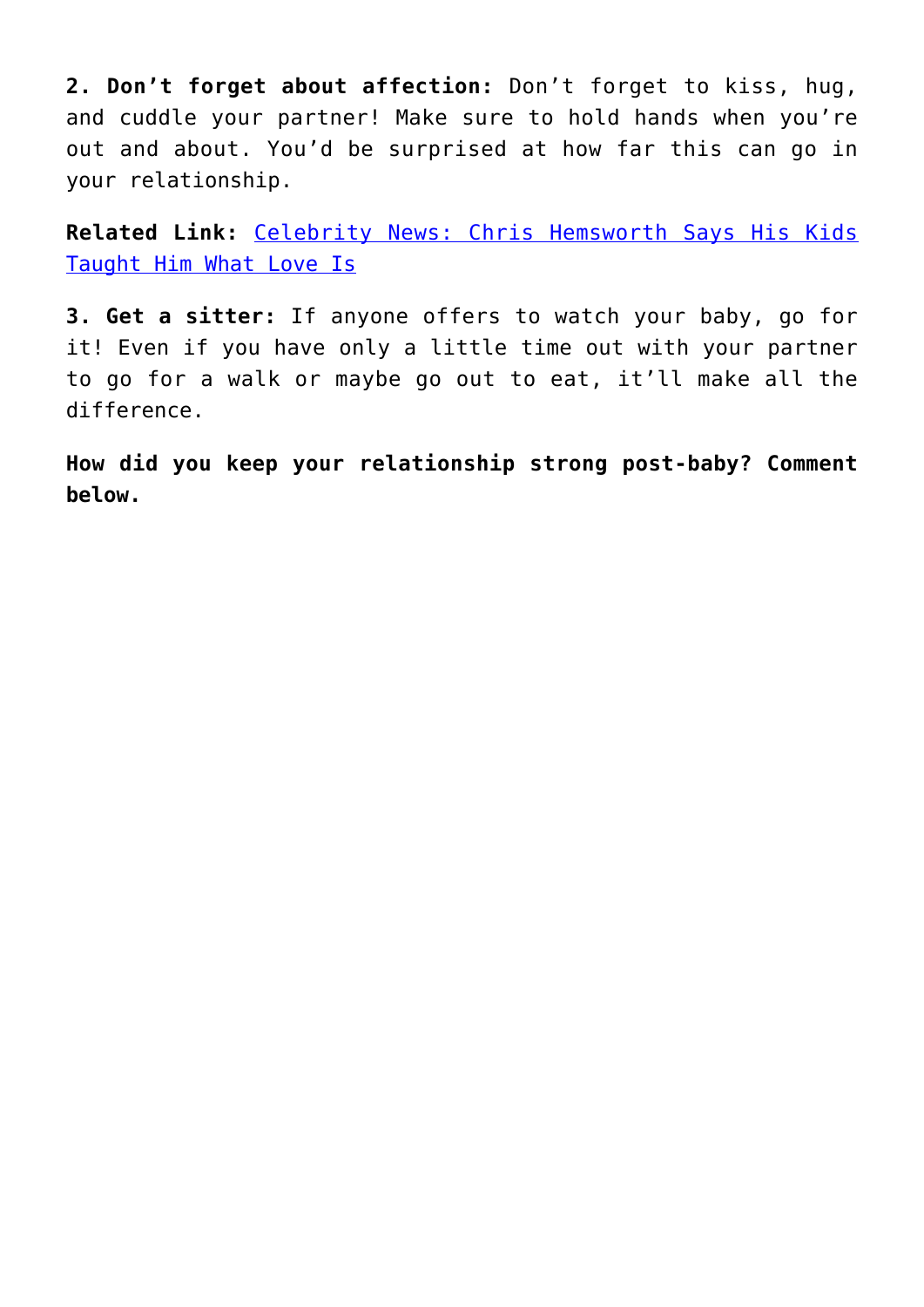**2. Don’t forget about affection:** Don’t forget to kiss, hug, and cuddle your partner! Make sure to hold hands when you’re out and about. You’d be surprised at how far this can go in your relationship.

**Related Link:** Celebrity News: Chris Hemsworth Says His Kids Taught Him What Love Is

**3. Get a sitter:** If anyone offers to watch your baby, go for it! Even if you have only a little time out with your partner to go for a walk or maybe go out to eat, it’ll make all the difference.

**How did you keep your relationship strong post-baby? Comment below.**